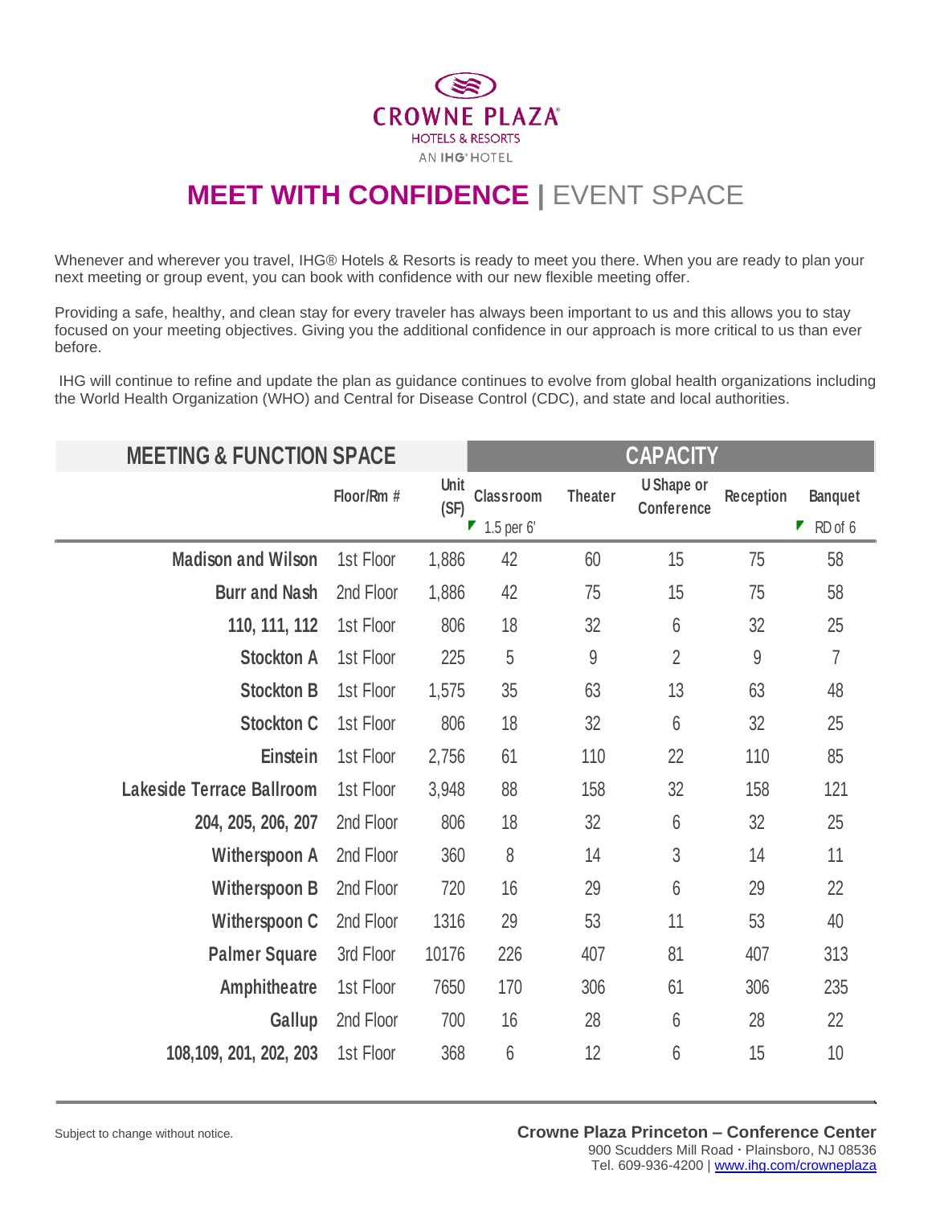CROWNE PLAZA
HOTELS & RESORTS
AN IHG HOTEL

# MEET WITH CONFIDENCE | EVENT SPACE

Whenever and wherever you travel, IHG® Hotels & Resorts is ready to meet you there. When you are ready to plan your next meeting or group event, you can book with confidence with our new flexible meeting offer.

Providing a safe, healthy, and clean stay for every traveler has always been important to us and this allows you to stay focused on your meeting objectives. Giving you the additional confidence in our approach is more critical to us than ever before.

IHG will continue to refine and update the plan as guidance continues to evolve from global health organizations including the World Health Organization (WHO) and Central for Disease Control (CDC), and state and local authorities.

| MEETING & FUNCTION SPACE | | | CAPACITY | | | | |
|---|---|---|---|---|---|---|---|
| | Floor/Rm # | Unit (SF) | Classroom 1.5 per 6' | Theater | U Shape or Conference | Reception | Banquet RD of 6 |
| Madison and Wilson | 1st Floor | 1,886 | 42 | 60 | 15 | 75 | 58 |
| Burr and Nash | 2nd Floor | 1,886 | 42 | 75 | 15 | 75 | 58 |
| 110, 111, 112 | 1st Floor | 806 | 18 | 32 | 6 | 32 | 25 |
| Stockton A | 1st Floor | 225 | 5 | 9 | 2 | 9 | 7 |
| Stockton B | 1st Floor | 1,575 | 35 | 63 | 13 | 63 | 48 |
| Stockton C | 1st Floor | 806 | 18 | 32 | 6 | 32 | 25 |
| Einstein | 1st Floor | 2,756 | 61 | 110 | 22 | 110 | 85 |
| Lakeside Terrace Ballroom | 1st Floor | 3,948 | 88 | 158 | 32 | 158 | 121 |
| 204, 205, 206, 207 | 2nd Floor | 806 | 18 | 32 | 6 | 32 | 25 |
| Witherspoon A | 2nd Floor | 360 | 8 | 14 | 3 | 14 | 11 |
| Witherspoon B | 2nd Floor | 720 | 16 | 29 | 6 | 29 | 22 |
| Witherspoon C | 2nd Floor | 1316 | 29 | 53 | 11 | 53 | 40 |
| Palmer Square | 3rd Floor | 10176 | 226 | 407 | 81 | 407 | 313 |
| Amphitheatre | 1st Floor | 7650 | 170 | 306 | 61 | 306 | 235 |
| Gallup | 2nd Floor | 700 | 16 | 28 | 6 | 28 | 22 |
| 108,109, 201, 202, 203 | 1st Floor | 368 | 6 | 12 | 6 | 15 | 10 |

Subject to change without notice.

**Crowne Plaza Princeton – Conference Center**
900 Scudders Mill Road · Plainsboro, NJ 08536
Tel. 609-936-4200 | www.ihg.com/crowneplaza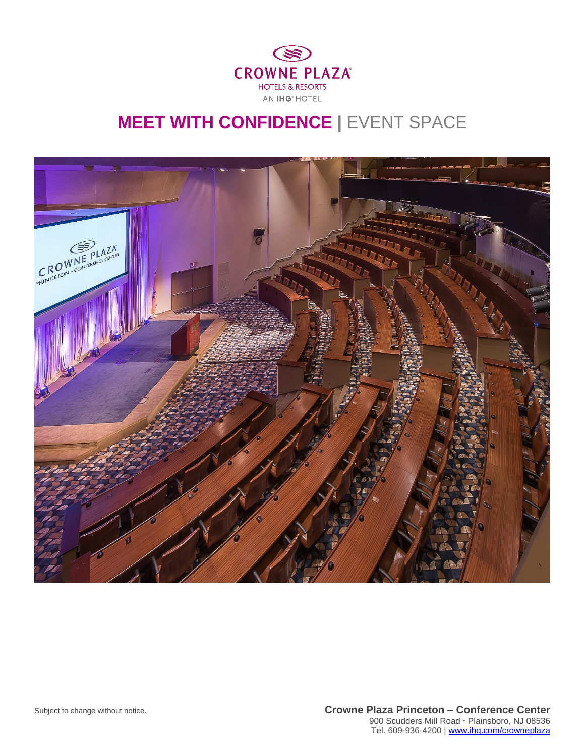CROWNE PLAZA
HOTELS & RESORTS
AN IHG HOTEL

# MEET WITH CONFIDENCE | EVENT SPACE

Subject to change without notice.

**Crowne Plaza Princeton – Conference Center**
900 Scudders Mill Road · Plainsboro, NJ 08536
Tel. 609-936-4200 | www.ihg.com/crowneplaza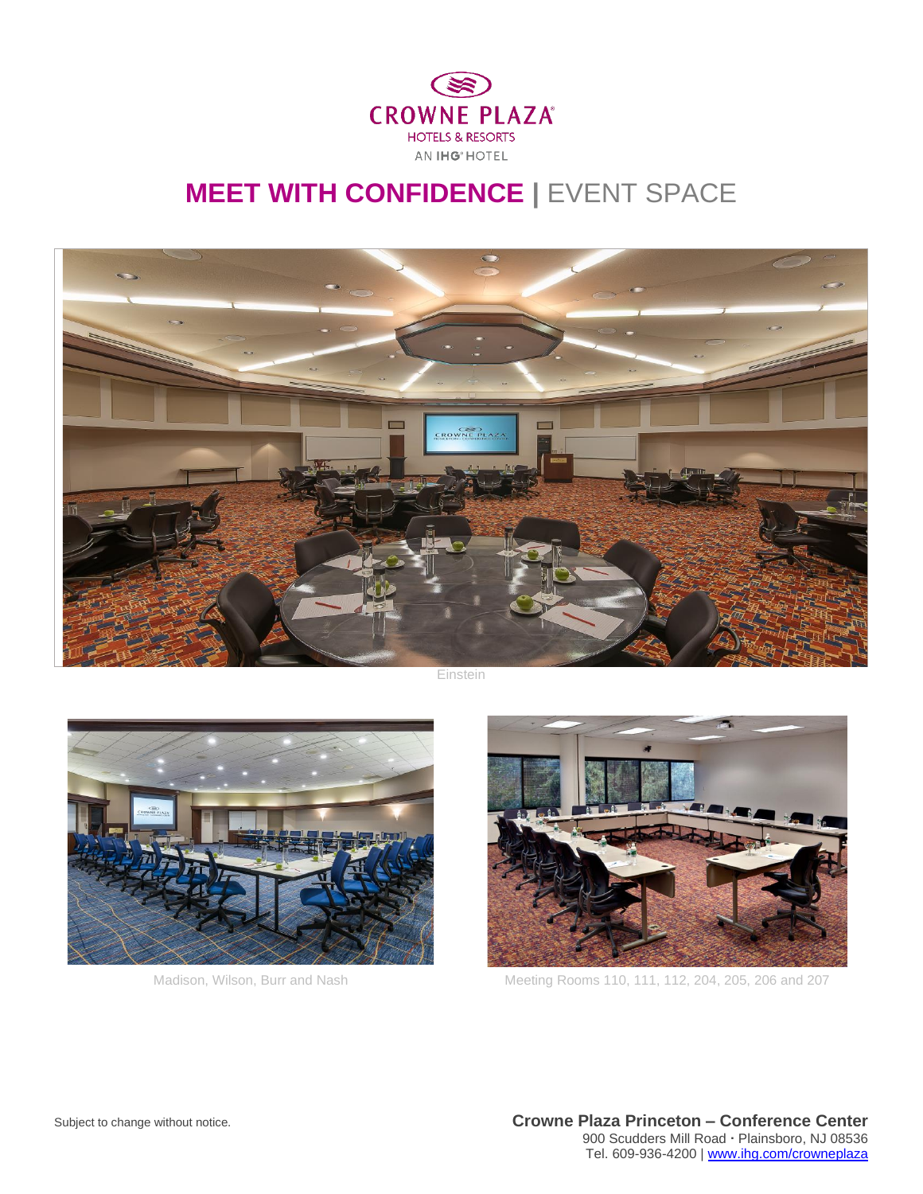CROWNE PLAZA
HOTELS & RESORTS
AN IHG® HOTEL

# MEET WITH CONFIDENCE | EVENT SPACE

Einstein

Madison, Wilson, Burr and Nash

Meeting Rooms 110, 111, 112, 204, 205, 206 and 207

Subject to change without notice.

**Crowne Plaza Princeton – Conference Center**
900 Scudders Mill Road · Plainsboro, NJ 08536
Tel. 609-936-4200 | www.ihg.com/crowneplaza